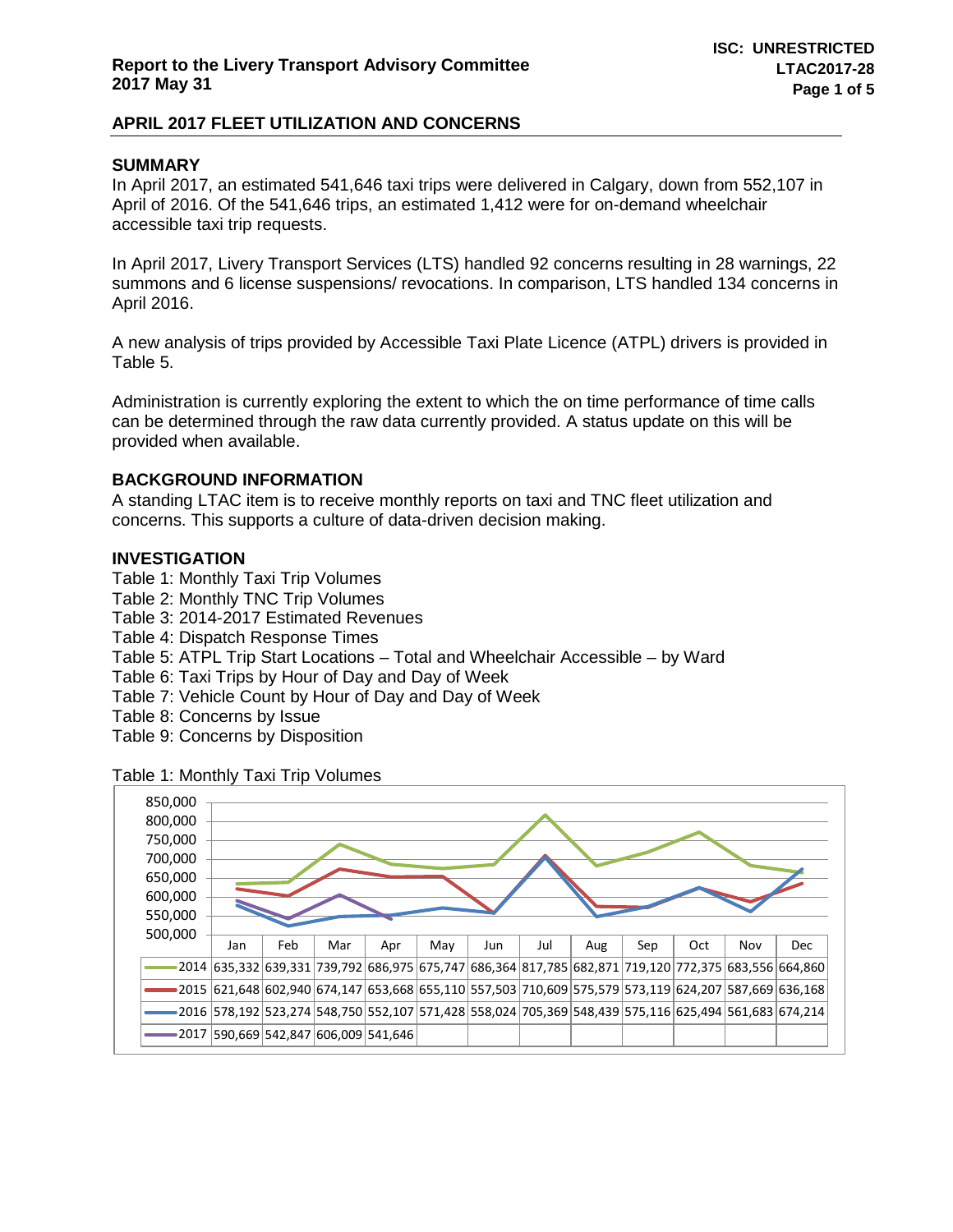## Report to the Livery Transport Advisory Committee
## 2017 May 31

**ISC: UNRESTRICTED**
**LTAC2017-28**

### APRIL 2017 FLEET UTILIZATION AND CONCERNS

#### SUMMARY

In April 2017, an estimated 541,646 taxi trips were delivered in Calgary, down from 552,107 in April of 2016. Of the 541,646 trips, an estimated 1,412 were for on-demand wheelchair accessible taxi trip requests.

In April 2017, Livery Transport Services (LTS) handled 92 concerns resulting in 28 warnings, 22 summons and 6 license suspensions/ revocations. In comparison, LTS handled 134 concerns in April 2016.

A new analysis of trips provided by Accessible Taxi Plate Licence (ATPL) drivers is provided in Table 5.

Administration is currently exploring the extent to which the on time performance of time calls can be determined through the raw data currently provided. A status update on this will be provided when available.

#### BACKGROUND INFORMATION

A standing LTAC item is to receive monthly reports on taxi and TNC fleet utilization and concerns. This supports a culture of data-driven decision making.

#### INVESTIGATION

Table 1: Monthly Taxi Trip Volumes
Table 2: Monthly TNC Trip Volumes
Table 3: 2014-2017 Estimated Revenues
Table 4: Dispatch Response Times
Table 5: ATPL Trip Start Locations – Total and Wheelchair Accessible – by Ward
Table 6: Taxi Trips by Hour of Day and Day of Week
Table 7: Vehicle Count by Hour of Day and Day of Week
Table 8: Concerns by Issue
Table 9: Concerns by Disposition

Table 1: Monthly Taxi Trip Volumes

| | Jan | Feb | Mar | Apr | May | Jun | Jul | Aug | Sep | Oct | Nov | Dec |
|---|---|---|---|---|---|---|---|---|---|---|---|---|
| 2014 | 635,332 | 639,331 | 739,792 | 686,975 | 675,747 | 686,364 | 817,785 | 682,871 | 719,120 | 772,375 | 683,556 | 664,860 |
| 2015 | 621,648 | 602,940 | 674,147 | 653,668 | 655,110 | 557,503 | 710,609 | 575,579 | 573,119 | 624,207 | 587,669 | 636,168 |
| 2016 | 578,192 | 523,274 | 548,750 | 552,107 | 571,428 | 558,024 | 705,369 | 548,439 | 575,116 | 625,494 | 561,683 | 674,214 |
| 2017 | 590,669 | 542,847 | 606,009 | 541,646 | | | | | | | | |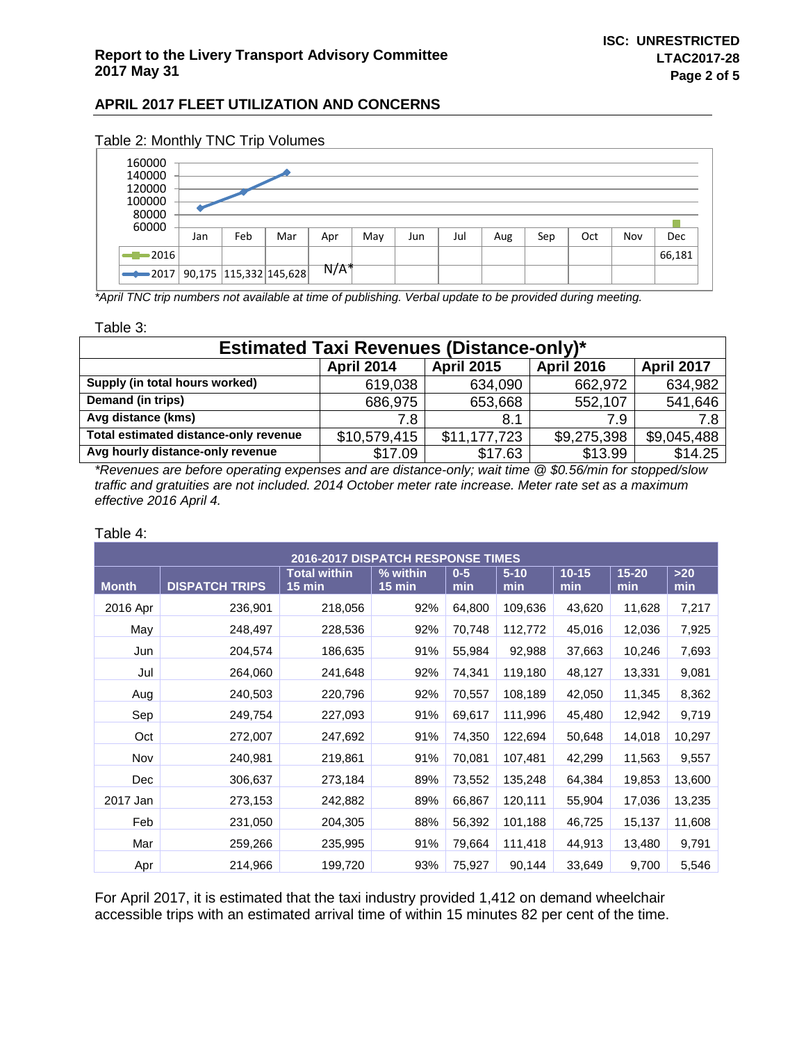## APRIL 2017 FLEET UTILIZATION AND CONCERNS

Table 2: Monthly TNC Trip Volumes

| | Jan | Feb | Mar | Apr | May | Jun | Jul | Aug | Sep | Oct | Nov | Dec |
|---|---|---|---|---|---|---|---|---|---|---|---|---|
| 2016 | | | | | | | | | | | | 66,181 |
| 2017 | 90,175 | 115,332 | 145,628 | N/A* | | | | | | | | |

*\*April TNC trip numbers not available at time of publishing. Verbal update to be provided during meeting.*

Table 3:

| Estimated Taxi Revenues (Distance-only)* | | | | |
|---|---|---|---|---|
| | **April 2014** | **April 2015** | **April 2016** | **April 2017** |
| **Supply (in total hours worked)** | 619,038 | 634,090 | 662,972 | 634,982 |
| **Demand (in trips)** | 686,975 | 653,668 | 552,107 | 541,646 |
| **Avg distance (kms)** | 7.8 | 8.1 | 7.9 | 7.8 |
| **Total estimated distance-only revenue** | $10,579,415 | $11,177,723 | $9,275,398 | $9,045,488 |
| **Avg hourly distance-only revenue** | $17.09 | $17.63 | $13.99 | $14.25 |

*\*Revenues are before operating expenses and are distance-only; wait time @ $0.56/min for stopped/slow traffic and gratuities are not included. 2014 October meter rate increase. Meter rate set as a maximum effective 2016 April 4.*

Table 4:

| 2016-2017 DISPATCH RESPONSE TIMES | | | | | | | | |
|---|---|---|---|---|---|---|---|---|
| **Month** | **DISPATCH TRIPS** | **Total within 15 min** | **% within 15 min** | **0-5 min** | **5-10 min** | **10-15 min** | **15-20 min** | **>20 min** |
| 2016 Apr | 236,901 | 218,056 | 92% | 64,800 | 109,636 | 43,620 | 11,628 | 7,217 |
| May | 248,497 | 228,536 | 92% | 70,748 | 112,772 | 45,016 | 12,036 | 7,925 |
| Jun | 204,574 | 186,635 | 91% | 55,984 | 92,988 | 37,663 | 10,246 | 7,693 |
| Jul | 264,060 | 241,648 | 92% | 74,341 | 119,180 | 48,127 | 13,331 | 9,081 |
| Aug | 240,503 | 220,796 | 92% | 70,557 | 108,189 | 42,050 | 11,345 | 8,362 |
| Sep | 249,754 | 227,093 | 91% | 69,617 | 111,996 | 45,480 | 12,942 | 9,719 |
| Oct | 272,007 | 247,692 | 91% | 74,350 | 122,694 | 50,648 | 14,018 | 10,297 |
| Nov | 240,981 | 219,861 | 91% | 70,081 | 107,481 | 42,299 | 11,563 | 9,557 |
| Dec | 306,637 | 273,184 | 89% | 73,552 | 135,248 | 64,384 | 19,853 | 13,600 |
| 2017 Jan | 273,153 | 242,882 | 89% | 66,867 | 120,111 | 55,904 | 17,036 | 13,235 |
| Feb | 231,050 | 204,305 | 88% | 56,392 | 101,188 | 46,725 | 15,137 | 11,608 |
| Mar | 259,266 | 235,995 | 91% | 79,664 | 111,418 | 44,913 | 13,480 | 9,791 |
| Apr | 214,966 | 199,720 | 93% | 75,927 | 90,144 | 33,649 | 9,700 | 5,546 |

For April 2017, it is estimated that the taxi industry provided 1,412 on demand wheelchair accessible trips with an estimated arrival time of within 15 minutes 82 per cent of the time.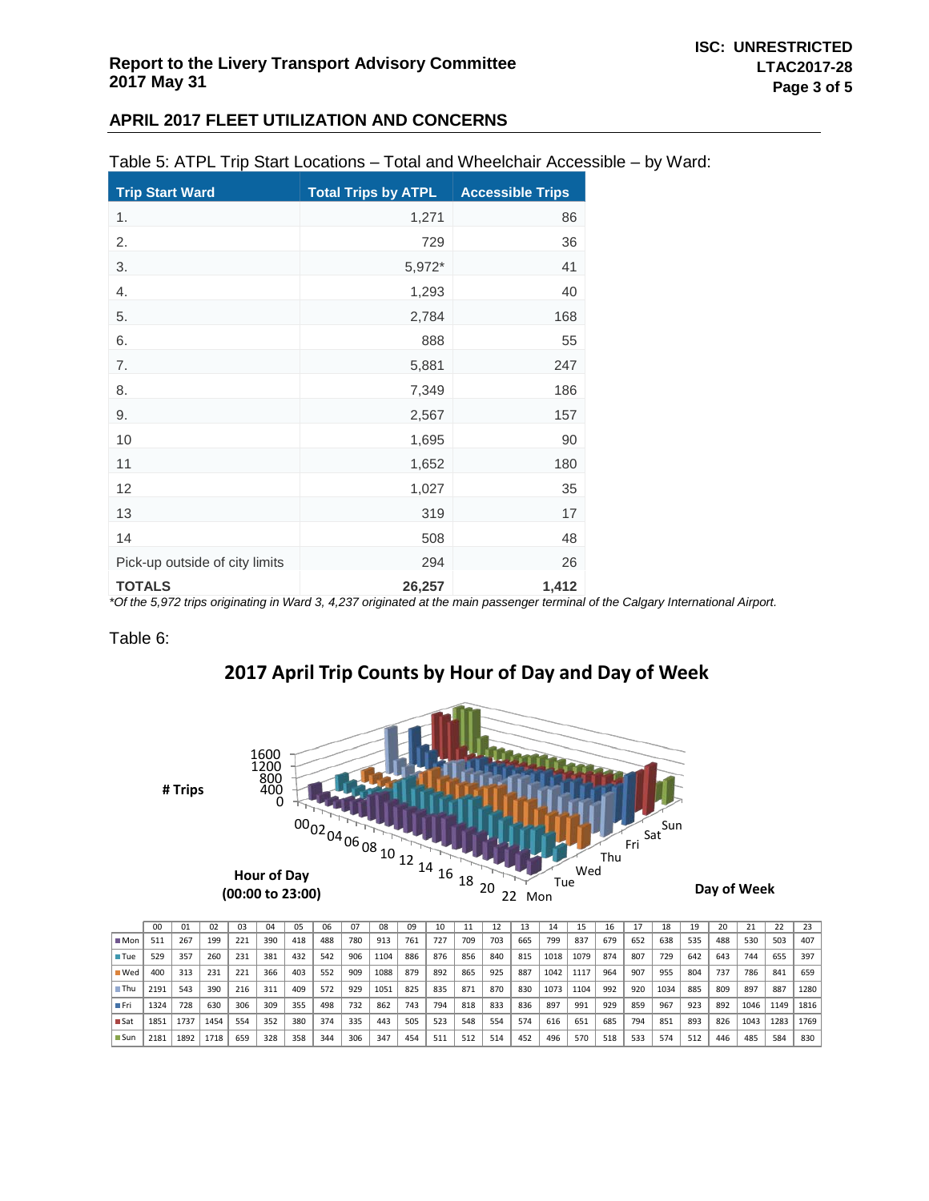## APRIL 2017 FLEET UTILIZATION AND CONCERNS

Table 5: ATPL Trip Start Locations – Total and Wheelchair Accessible – by Ward:

| Trip Start Ward | Total Trips by ATPL | Accessible Trips |
|---|---|---|
| 1. | 1,271 | 86 |
| 2. | 729 | 36 |
| 3. | 5,972* | 41 |
| 4. | 1,293 | 40 |
| 5. | 2,784 | 168 |
| 6. | 888 | 55 |
| 7. | 5,881 | 247 |
| 8. | 7,349 | 186 |
| 9. | 2,567 | 157 |
| 10 | 1,695 | 90 |
| 11 | 1,652 | 180 |
| 12 | 1,027 | 35 |
| 13 | 319 | 17 |
| 14 | 508 | 48 |
| Pick-up outside of city limits | 294 | 26 |
| **TOTALS** | **26,257** | **1,412** |

*\*Of the 5,972 trips originating in Ward 3, 4,237 originated at the main passenger terminal of the Calgary International Airport.*

Table 6:

**2017 April Trip Counts by Hour of Day and Day of Week**

| | 00 | 01 | 02 | 03 | 04 | 05 | 06 | 07 | 08 | 09 | 10 | 11 | 12 | 13 | 14 | 15 | 16 | 17 | 18 | 19 | 20 | 21 | 22 | 23 |
|---|---|---|---|---|---|---|---|---|---|---|---|---|---|---|---|---|---|---|---|---|---|---|---|---|
| Mon | 511 | 267 | 199 | 221 | 390 | 418 | 488 | 780 | 913 | 761 | 727 | 709 | 703 | 665 | 799 | 837 | 679 | 652 | 638 | 535 | 488 | 530 | 503 | 407 |
| Tue | 529 | 357 | 260 | 231 | 381 | 432 | 542 | 906 | 1104 | 886 | 876 | 856 | 840 | 815 | 1018 | 1079 | 874 | 807 | 729 | 642 | 643 | 744 | 655 | 397 |
| Wed | 400 | 313 | 231 | 221 | 366 | 403 | 552 | 909 | 1088 | 879 | 892 | 865 | 925 | 887 | 1042 | 1117 | 964 | 907 | 955 | 804 | 737 | 786 | 841 | 659 |
| Thu | 2191 | 543 | 390 | 216 | 311 | 409 | 572 | 929 | 1051 | 825 | 835 | 871 | 870 | 830 | 1073 | 1104 | 992 | 920 | 1034 | 885 | 809 | 897 | 887 | 1280 |
| Fri | 1324 | 728 | 630 | 306 | 309 | 355 | 498 | 732 | 862 | 743 | 794 | 818 | 833 | 836 | 897 | 991 | 929 | 859 | 967 | 923 | 892 | 1046 | 1149 | 1816 |
| Sat | 1851 | 1737 | 1454 | 554 | 352 | 380 | 374 | 335 | 443 | 505 | 523 | 548 | 554 | 574 | 616 | 651 | 685 | 794 | 851 | 893 | 826 | 1043 | 1283 | 1769 |
| Sun | 2181 | 1892 | 1718 | 659 | 328 | 358 | 344 | 306 | 347 | 454 | 511 | 512 | 514 | 452 | 496 | 570 | 518 | 533 | 574 | 512 | 446 | 485 | 584 | 830 |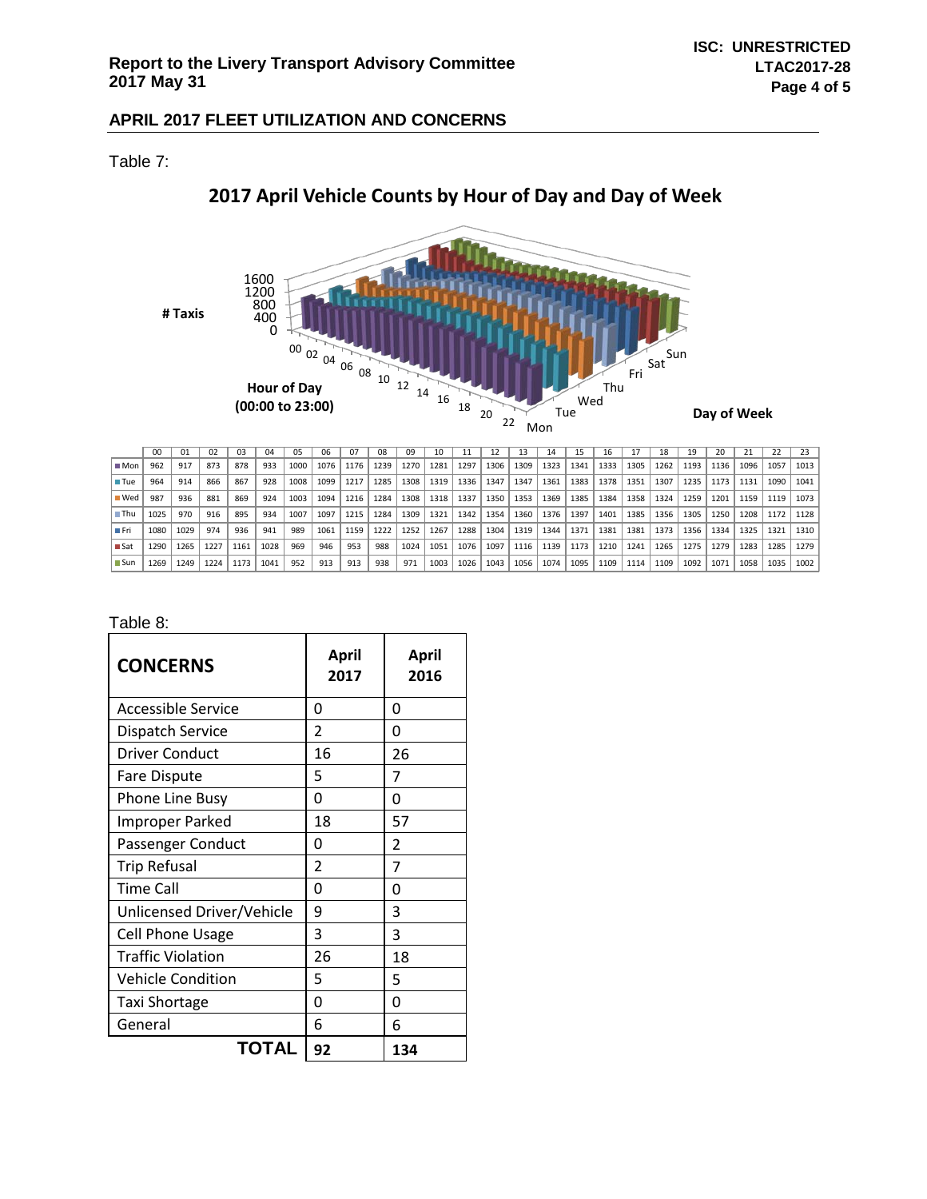## APRIL 2017 FLEET UTILIZATION AND CONCERNS

Table 7:

**2017 April Vehicle Counts by Hour of Day and Day of Week**

| | 00 | 01 | 02 | 03 | 04 | 05 | 06 | 07 | 08 | 09 | 10 | 11 | 12 | 13 | 14 | 15 | 16 | 17 | 18 | 19 | 20 | 21 | 22 | 23 |
|---|---|---|---|---|---|---|---|---|---|---|---|---|---|---|---|---|---|---|---|---|---|---|---|---|
| Mon | 962 | 917 | 873 | 878 | 933 | 1000 | 1076 | 1176 | 1239 | 1270 | 1281 | 1297 | 1306 | 1309 | 1323 | 1341 | 1333 | 1305 | 1262 | 1193 | 1136 | 1096 | 1057 | 1013 |
| Tue | 964 | 914 | 866 | 867 | 928 | 1008 | 1099 | 1217 | 1285 | 1308 | 1319 | 1336 | 1347 | 1347 | 1361 | 1383 | 1378 | 1351 | 1307 | 1235 | 1173 | 1131 | 1090 | 1041 |
| Wed | 987 | 936 | 881 | 869 | 924 | 1003 | 1094 | 1216 | 1284 | 1308 | 1318 | 1337 | 1350 | 1353 | 1369 | 1385 | 1384 | 1358 | 1324 | 1259 | 1201 | 1159 | 1119 | 1073 |
| Thu | 1025 | 970 | 916 | 895 | 934 | 1007 | 1097 | 1215 | 1284 | 1309 | 1321 | 1342 | 1354 | 1360 | 1376 | 1397 | 1401 | 1385 | 1356 | 1305 | 1250 | 1208 | 1172 | 1128 |
| Fri | 1080 | 1029 | 974 | 936 | 941 | 989 | 1061 | 1159 | 1222 | 1252 | 1267 | 1288 | 1304 | 1319 | 1344 | 1371 | 1381 | 1381 | 1373 | 1356 | 1334 | 1325 | 1321 | 1310 |
| Sat | 1290 | 1265 | 1227 | 1161 | 1028 | 969 | 946 | 953 | 988 | 1024 | 1051 | 1076 | 1097 | 1116 | 1139 | 1173 | 1210 | 1241 | 1265 | 1275 | 1279 | 1283 | 1285 | 1279 |
| Sun | 1269 | 1249 | 1224 | 1173 | 1041 | 952 | 913 | 913 | 938 | 971 | 1003 | 1026 | 1043 | 1056 | 1074 | 1095 | 1109 | 1114 | 1109 | 1092 | 1071 | 1058 | 1035 | 1002 |

Table 8:

| CONCERNS | April 2017 | April 2016 |
|---|---|---|
| Accessible Service | 0 | 0 |
| Dispatch Service | 2 | 0 |
| Driver Conduct | 16 | 26 |
| Fare Dispute | 5 | 7 |
| Phone Line Busy | 0 | 0 |
| Improper Parked | 18 | 57 |
| Passenger Conduct | 0 | 2 |
| Trip Refusal | 2 | 7 |
| Time Call | 0 | 0 |
| Unlicensed Driver/Vehicle | 9 | 3 |
| Cell Phone Usage | 3 | 3 |
| Traffic Violation | 26 | 18 |
| Vehicle Condition | 5 | 5 |
| Taxi Shortage | 0 | 0 |
| General | 6 | 6 |
| **TOTAL** | **92** | **134** |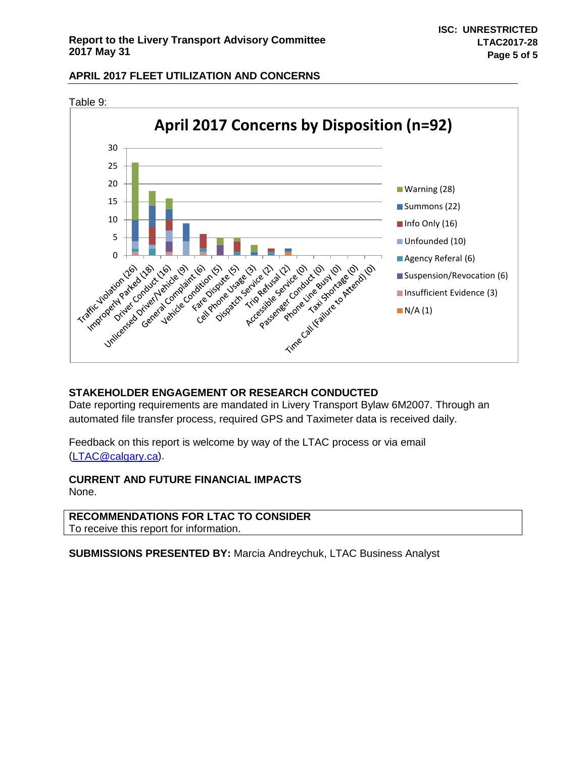## APRIL 2017 FLEET UTILIZATION AND CONCERNS

Table 9:

April 2017 Concerns by Disposition (n=92)

30
25
20
15
10
5
0

Traffic Violation (26)
Improperly Parked (18)
Driver Conduct (16)
Unlicensed Driver/Vehicle (9)
General Complaint (6)
Vehicle Condition (5)
Fare Dispute (5)
Cell Phone Usage (3)
Dispatch Service (2)
Trip Refusal (2)
Accessible Service (0)
Passenger Conduct (0)
Phone Line Busy (0)
Taxi Shortage (0)
Time Call (Failure to Attend) (0)

Warning (28)
Summons (22)
Info Only (16)
Unfounded (10)
Agency Referal (6)
Suspension/Revocation (6)
Insufficient Evidence (3)
N/A (1)

## STAKEHOLDER ENGAGEMENT OR RESEARCH CONDUCTED

Date reporting requirements are mandated in Livery Transport Bylaw 6M2007. Through an automated file transfer process, required GPS and Taximeter data is received daily.

Feedback on this report is welcome by way of the LTAC process or via email (LTAC@calgary.ca).

## CURRENT AND FUTURE FINANCIAL IMPACTS

None.

## RECOMMENDATIONS FOR LTAC TO CONSIDER

To receive this report for information.

**SUBMISSIONS PRESENTED BY:** Marcia Andreychuk, LTAC Business Analyst